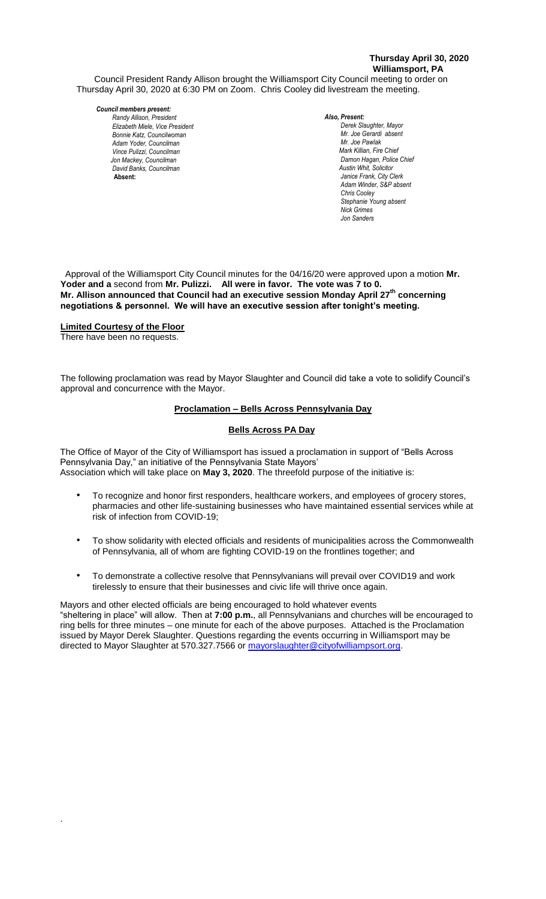**Thursday April 30, 2020**
**Williamsport, PA**

Council President Randy Allison brought the Williamsport City Council meeting to order on Thursday April 30, 2020 at 6:30 PM on Zoom. Chris Cooley did livestream the meeting.

***Council members present:***
*Randy Allison, President*
*Elizabeth Miele, Vice President*
*Bonnie Katz, Councilwoman*
*Adam Yoder, Councilman*
*Vince Pulizzi, Councilman*
*Jon Mackey, Councilman*
*David Banks, Councilman*
**Absent:**

***Also, Present:***
*Derek Slaughter, Mayor*
*Mr. Joe Gerardi absent*
*Mr. Joe Pawlak*
*Mark Killian, Fire Chief*
*Damon Hagan, Police Chief*
*Austin Whit, Solicitor*
*Janice Frank, City Clerk*
*Adam Winder, S&P absent*
*Chris Cooley*
*Stephanie Young absent*
*Nick Grimes*
*Jon Sanders*

Approval of the Williamsport City Council minutes for the 04/16/20 were approved upon a motion **Mr. Yoder and a** second from **Mr. Pulizzi. All were in favor. The vote was 7 to 0.**
**Mr. Allison announced that Council had an executive session Monday April 27th concerning negotiations & personnel. We will have an executive session after tonight's meeting.**

**Limited Courtesy of the Floor**
There have been no requests.

The following proclamation was read by Mayor Slaughter and Council did take a vote to solidify Council's approval and concurrence with the Mayor.

**Proclamation – Bells Across Pennsylvania Day**

**Bells Across PA Day**

The Office of Mayor of the City of Williamsport has issued a proclamation in support of "Bells Across Pennsylvania Day," an initiative of the Pennsylvania State Mayors' Association which will take place on **May 3, 2020**. The threefold purpose of the initiative is:

- To recognize and honor first responders, healthcare workers, and employees of grocery stores, pharmacies and other life-sustaining businesses who have maintained essential services while at risk of infection from COVID-19;
- To show solidarity with elected officials and residents of municipalities across the Commonwealth of Pennsylvania, all of whom are fighting COVID-19 on the frontlines together; and
- To demonstrate a collective resolve that Pennsylvanians will prevail over COVID19 and work tirelessly to ensure that their businesses and civic life will thrive once again.

Mayors and other elected officials are being encouraged to hold whatever events "sheltering in place" will allow. Then at **7:00 p.m.**, all Pennsylvanians and churches will be encouraged to ring bells for three minutes – one minute for each of the above purposes. Attached is the Proclamation issued by Mayor Derek Slaughter. Questions regarding the events occurring in Williamsport may be directed to Mayor Slaughter at 570.327.7566 or mayorslaughter@cityofwilliampsort.org.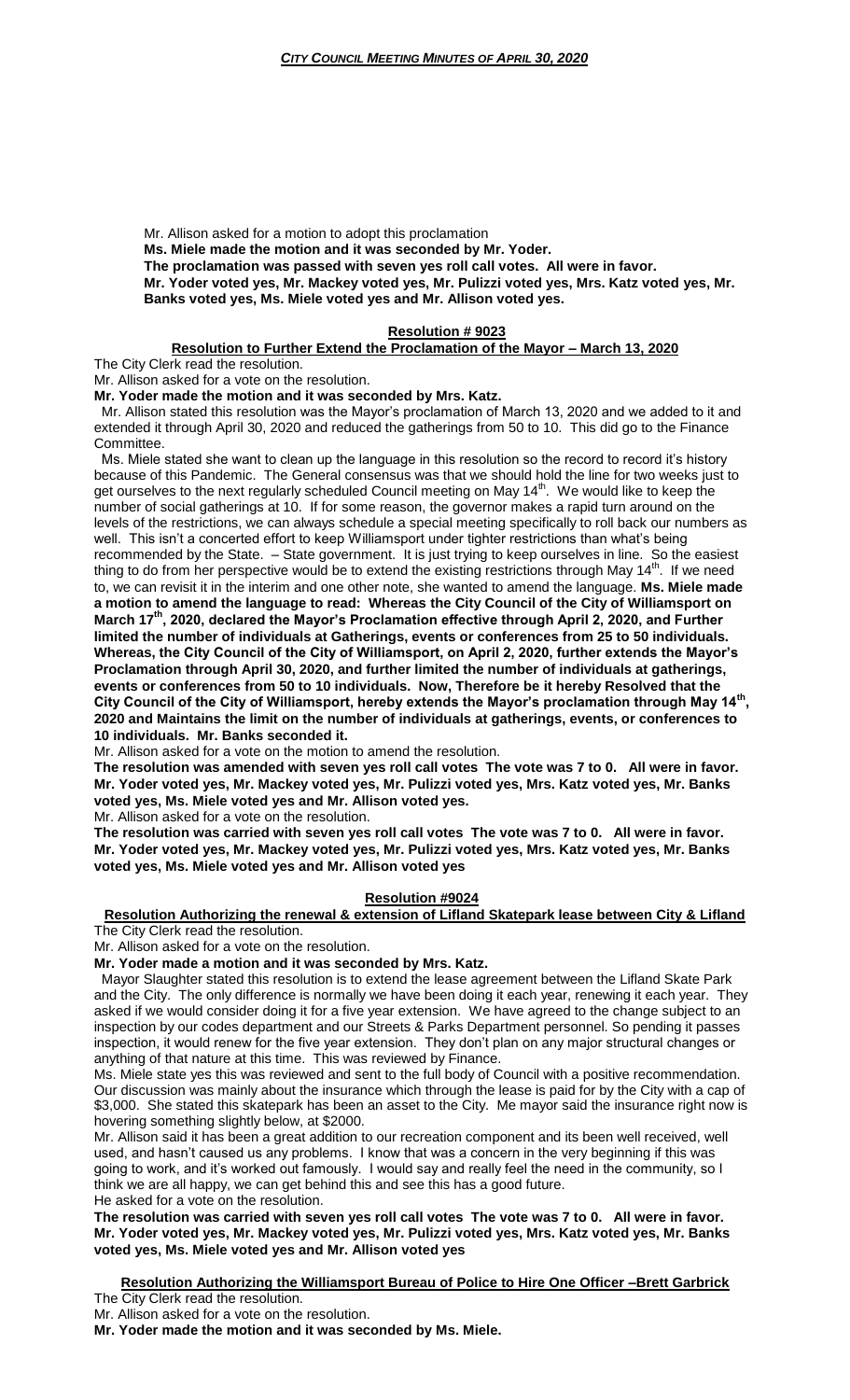Mr. Allison asked for a motion to adopt this proclamation

**Ms. Miele made the motion and it was seconded by Mr. Yoder.**

**The proclamation was passed with seven yes roll call votes. All were in favor.**

**Mr. Yoder voted yes, Mr. Mackey voted yes, Mr. Pulizzi voted yes, Mrs. Katz voted yes, Mr. Banks voted yes, Ms. Miele voted yes and Mr. Allison voted yes.**

**Resolution # 9023**

**Resolution to Further Extend the Proclamation of the Mayor – March 13, 2020**

The City Clerk read the resolution.

Mr. Allison asked for a vote on the resolution.

**Mr. Yoder made the motion and it was seconded by Mrs. Katz.**

Mr. Allison stated this resolution was the Mayor's proclamation of March 13, 2020 and we added to it and extended it through April 30, 2020 and reduced the gatherings from 50 to 10. This did go to the Finance Committee.

Ms. Miele stated she want to clean up the language in this resolution so the record to record it's history because of this Pandemic. The General consensus was that we should hold the line for two weeks just to get ourselves to the next regularly scheduled Council meeting on May 14th. We would like to keep the number of social gatherings at 10. If for some reason, the governor makes a rapid turn around on the levels of the restrictions, we can always schedule a special meeting specifically to roll back our numbers as well. This isn't a concerted effort to keep Williamsport under tighter restrictions than what's being recommended by the State. – State government. It is just trying to keep ourselves in line. So the easiest thing to do from her perspective would be to extend the existing restrictions through May 14th. If we need to, we can revisit it in the interim and one other note, she wanted to amend the language. **Ms. Miele made a motion to amend the language to read: Whereas the City Council of the City of Williamsport on March 17th, 2020, declared the Mayor's Proclamation effective through April 2, 2020, and Further limited the number of individuals at Gatherings, events or conferences from 25 to 50 individuals. Whereas, the City Council of the City of Williamsport, on April 2, 2020, further extends the Mayor's Proclamation through April 30, 2020, and further limited the number of individuals at gatherings, events or conferences from 50 to 10 individuals. Now, Therefore be it hereby Resolved that the City Council of the City of Williamsport, hereby extends the Mayor's proclamation through May 14th, 2020 and Maintains the limit on the number of individuals at gatherings, events, or conferences to 10 individuals. Mr. Banks seconded it.**

Mr. Allison asked for a vote on the motion to amend the resolution.

**The resolution was amended with seven yes roll call votes The vote was 7 to 0. All were in favor. Mr. Yoder voted yes, Mr. Mackey voted yes, Mr. Pulizzi voted yes, Mrs. Katz voted yes, Mr. Banks voted yes, Ms. Miele voted yes and Mr. Allison voted yes.**

Mr. Allison asked for a vote on the resolution.

**The resolution was carried with seven yes roll call votes The vote was 7 to 0. All were in favor. Mr. Yoder voted yes, Mr. Mackey voted yes, Mr. Pulizzi voted yes, Mrs. Katz voted yes, Mr. Banks voted yes, Ms. Miele voted yes and Mr. Allison voted yes**

**Resolution #9024**

**Resolution Authorizing the renewal & extension of Lifland Skatepark lease between City & Lifland**

The City Clerk read the resolution.

Mr. Allison asked for a vote on the resolution.

**Mr. Yoder made a motion and it was seconded by Mrs. Katz.**

Mayor Slaughter stated this resolution is to extend the lease agreement between the Lifland Skate Park and the City. The only difference is normally we have been doing it each year, renewing it each year. They asked if we would consider doing it for a five year extension. We have agreed to the change subject to an inspection by our codes department and our Streets & Parks Department personnel. So pending it passes inspection, it would renew for the five year extension. They don't plan on any major structural changes or anything of that nature at this time. This was reviewed by Finance.

Ms. Miele state yes this was reviewed and sent to the full body of Council with a positive recommendation. Our discussion was mainly about the insurance which through the lease is paid for by the City with a cap of $3,000. She stated this skatepark has been an asset to the City. Me mayor said the insurance right now is hovering something slightly below, at $2000.

Mr. Allison said it has been a great addition to our recreation component and its been well received, well used, and hasn't caused us any problems. I know that was a concern in the very beginning if this was going to work, and it's worked out famously. I would say and really feel the need in the community, so I think we are all happy, we can get behind this and see this has a good future.

He asked for a vote on the resolution.

**The resolution was carried with seven yes roll call votes The vote was 7 to 0. All were in favor. Mr. Yoder voted yes, Mr. Mackey voted yes, Mr. Pulizzi voted yes, Mrs. Katz voted yes, Mr. Banks voted yes, Ms. Miele voted yes and Mr. Allison voted yes**

**Resolution Authorizing the Williamsport Bureau of Police to Hire One Officer –Brett Garbrick**

The City Clerk read the resolution.

Mr. Allison asked for a vote on the resolution.

**Mr. Yoder made the motion and it was seconded by Ms. Miele.**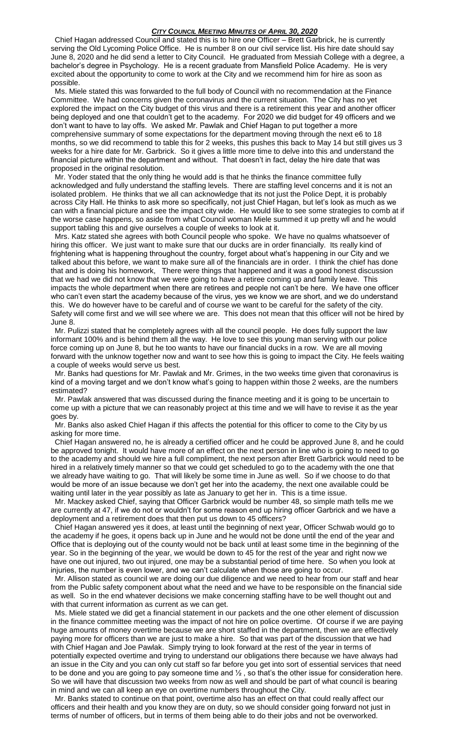Chief Hagan addressed Council and stated this is to hire one Officer – Brett Garbrick, he is currently serving the Old Lycoming Police Office. He is number 8 on our civil service list. His hire date should say June 8, 2020 and he did send a letter to City Council. He graduated from Messiah College with a degree, a bachelor's degree in Psychology. He is a recent graduate from Mansfield Police Academy. He is very excited about the opportunity to come to work at the City and we recommend him for hire as soon as possible.

Ms. Miele stated this was forwarded to the full body of Council with no recommendation at the Finance Committee. We had concerns given the coronavirus and the current situation. The City has no yet explored the impact on the City budget of this virus and there is a retirement this year and another officer being deployed and one that couldn't get to the academy. For 2020 we did budget for 49 officers and we don't want to have to lay offs. We asked Mr. Pawlak and Chief Hagan to put together a more comprehensive summary of some expectations for the department moving through the next e6 to 18 months, so we did recommend to table this for 2 weeks, this pushes this back to May 14 but still gives us 3 weeks for a hire date for Mr. Garbrick. So it gives a little more time to delve into this and understand the financial picture within the department and without. That doesn't in fact, delay the hire date that was proposed in the original resolution.

Mr. Yoder stated that the only thing he would add is that he thinks the finance committee fully acknowledged and fully understand the staffing levels. There are staffing level concerns and it is not an isolated problem. He thinks that we all can acknowledge that its not just the Police Dept, it is probably across City Hall. He thinks to ask more so specifically, not just Chief Hagan, but let's look as much as we can with a financial picture and see the impact city wide. He would like to see some strategies to comb at if the worse case happens, so aside from what Council woman Miele summed it up pretty wll and he would support tabling this and give ourselves a couple of weeks to look at it.

Mrs. Katz stated she agrees with both Council people who spoke. We have no qualms whatsoever of hiring this officer. We just want to make sure that our ducks are in order financially. Its really kind of frightening what is happening throughout the country, forget about what's happening in our City and we talked about this before, we want to make sure all of the financials are in order. I think the chief has done that and is doing his homework, There were things that happened and it was a good honest discussion that we had we did not know that we were going to have a retiree coming up and family leave. This impacts the whole department when there are retirees and people not can't be here. We have one officer who can't even start the academy because of the virus, yes we know we are short, and we do understand this. We do however have to be careful and of course we want to be careful for the safety of the city. Safety will come first and we will see where we are. This does not mean that this officer will not be hired by June 8.

Mr. Pulizzi stated that he completely agrees with all the council people. He does fully support the law informant 100% and is behind them all the way. He love to see this young man serving with our police force coming up on June 8, but he too wants to have our financial ducks in a row. We are all moving forward with the unknow together now and want to see how this is going to impact the City. He feels waiting a couple of weeks would serve us best.

Mr. Banks had questions for Mr. Pawlak and Mr. Grimes, in the two weeks time given that coronavirus is kind of a moving target and we don't know what's going to happen within those 2 weeks, are the numbers estimated?

Mr. Pawlak answered that was discussed during the finance meeting and it is going to be uncertain to come up with a picture that we can reasonably project at this time and we will have to revise it as the year goes by.

Mr. Banks also asked Chief Hagan if this affects the potential for this officer to come to the City by us asking for more time.

Chief Hagan answered no, he is already a certified officer and he could be approved June 8, and he could be approved tonight. It would have more of an effect on the next person in line who is going to need to go to the academy and should we hire a full compliment, the next person after Brett Garbrick would need to be hired in a relatively timely manner so that we could get scheduled to go to the academy with the one that we already have waiting to go. That will likely be some time in June as well. So if we choose to do that would be more of an issue because we don't get her into the academy, the next one available could be waiting until later in the year possibly as late as January to get her in. This is a time issue.

Mr. Mackey asked Chief, saying that Officer Garbrick would be number 48, so simple math tells me we are currently at 47, if we do not or wouldn't for some reason end up hiring officer Garbrick and we have a deployment and a retirement does that then put us down to 45 officers?

Chief Hagan answered yes it does, at least until the beginning of next year, Officer Schwab would go to the academy if he goes, it opens back up in June and he would not be done until the end of the year and Office that is deploying out of the county would not be back until at least some time in the beginning of the year. So in the beginning of the year, we would be down to 45 for the rest of the year and right now we have one out injured, two out injured, one may be a substantial period of time here. So when you look at injuries, the number is even lower, and we can't calculate when those are going to occur.

Mr. Allison stated as council we are doing our due diligence and we need to hear from our staff and hear from the Public safety component about what the need and we have to be responsible on the financial side as well. So in the end whatever decisions we make concerning staffing have to be well thought out and with that current information as current as we can get.

Ms. Miele stated we did get a financial statement in our packets and the one other element of discussion in the finance committee meeting was the impact of not hire on police overtime. Of course if we are paying huge amounts of money overtime because we are short staffed in the department, then we are effectively paying more for officers than we are just to make a hire. So that was part of the discussion that we had with Chief Hagan and Joe Pawlak. Simply trying to look forward at the rest of the year in terms of potentially expected overtime and trying to understand our obligations there because we have always had an issue in the City and you can only cut staff so far before you get into sort of essential services that need to be done and you are going to pay someone time and ½ , so that's the other issue for consideration here. So we will have that discussion two weeks from now as well and should be part of what council is bearing in mind and we can all keep an eye on overtime numbers throughout the City.

Mr. Banks stated to continue on that point, overtime also has an effect on that could really affect our officers and their health and you know they are on duty, so we should consider going forward not just in terms of number of officers, but in terms of them being able to do their jobs and not be overworked.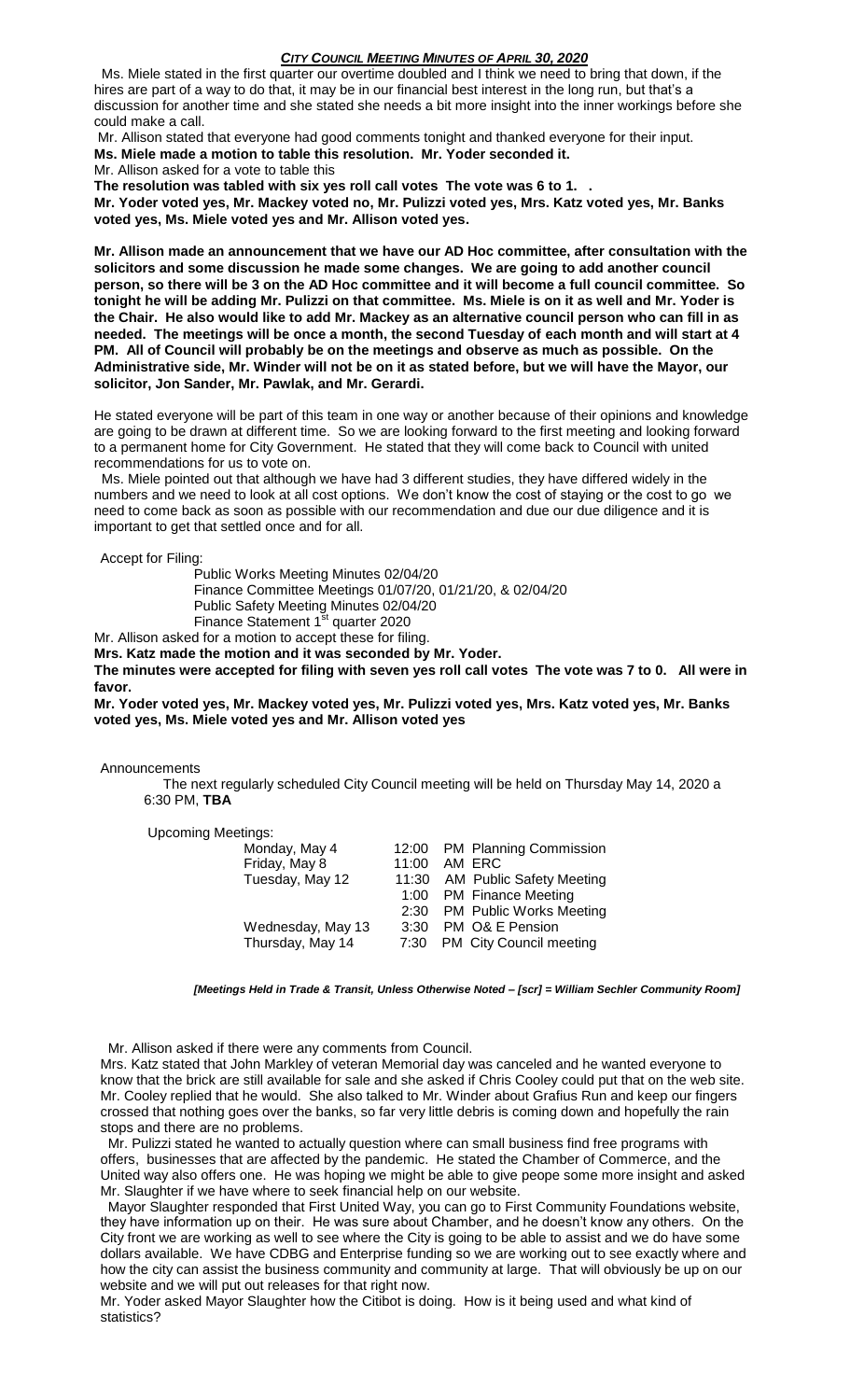Ms. Miele stated in the first quarter our overtime doubled and I think we need to bring that down, if the hires are part of a way to do that, it may be in our financial best interest in the long run, but that's a discussion for another time and she stated she needs a bit more insight into the inner workings before she could make a call.

Mr. Allison stated that everyone had good comments tonight and thanked everyone for their input.

**Ms. Miele made a motion to table this resolution. Mr. Yoder seconded it.**

Mr. Allison asked for a vote to table this

**The resolution was tabled with six yes roll call votes The vote was 6 to 1. .**

**Mr. Yoder voted yes, Mr. Mackey voted no, Mr. Pulizzi voted yes, Mrs. Katz voted yes, Mr. Banks voted yes, Ms. Miele voted yes and Mr. Allison voted yes.**

**Mr. Allison made an announcement that we have our AD Hoc committee, after consultation with the solicitors and some discussion he made some changes. We are going to add another council person, so there will be 3 on the AD Hoc committee and it will become a full council committee. So tonight he will be adding Mr. Pulizzi on that committee. Ms. Miele is on it as well and Mr. Yoder is the Chair. He also would like to add Mr. Mackey as an alternative council person who can fill in as needed. The meetings will be once a month, the second Tuesday of each month and will start at 4 PM. All of Council will probably be on the meetings and observe as much as possible. On the Administrative side, Mr. Winder will not be on it as stated before, but we will have the Mayor, our solicitor, Jon Sander, Mr. Pawlak, and Mr. Gerardi.**

He stated everyone will be part of this team in one way or another because of their opinions and knowledge are going to be drawn at different time. So we are looking forward to the first meeting and looking forward to a permanent home for City Government. He stated that they will come back to Council with united recommendations for us to vote on.

Ms. Miele pointed out that although we have had 3 different studies, they have differed widely in the numbers and we need to look at all cost options. We don't know the cost of staying or the cost to go we need to come back as soon as possible with our recommendation and due our due diligence and it is important to get that settled once and for all.

Accept for Filing:

Public Works Meeting Minutes 02/04/20
Finance Committee Meetings 01/07/20, 01/21/20, & 02/04/20
Public Safety Meeting Minutes 02/04/20
Finance Statement 1st quarter 2020

Mr. Allison asked for a motion to accept these for filing.

**Mrs. Katz made the motion and it was seconded by Mr. Yoder.**

**The minutes were accepted for filing with seven yes roll call votes The vote was 7 to 0. All were in favor.**

**Mr. Yoder voted yes, Mr. Mackey voted yes, Mr. Pulizzi voted yes, Mrs. Katz voted yes, Mr. Banks voted yes, Ms. Miele voted yes and Mr. Allison voted yes**

Announcements

The next regularly scheduled City Council meeting will be held on Thursday May 14, 2020 a 6:30 PM, **TBA**

Upcoming Meetings:

| | | |
|---|---|---|
| Monday, May 4 | 12:00 | PM Planning Commission |
| Friday, May 8 | 11:00 | AM ERC |
| Tuesday, May 12 | 11:30 | AM Public Safety Meeting |
| | 1:00 | PM Finance Meeting |
| | 2:30 | PM Public Works Meeting |
| Wednesday, May 13 | 3:30 | PM O& E Pension |
| Thursday, May 14 | 7:30 | PM City Council meeting |

***[Meetings Held in Trade & Transit, Unless Otherwise Noted – [scr] = William Sechler Community Room]***

Mr. Allison asked if there were any comments from Council.

Mrs. Katz stated that John Markley of veteran Memorial day was canceled and he wanted everyone to know that the brick are still available for sale and she asked if Chris Cooley could put that on the web site. Mr. Cooley replied that he would. She also talked to Mr. Winder about Grafius Run and keep our fingers crossed that nothing goes over the banks, so far very little debris is coming down and hopefully the rain stops and there are no problems.

Mr. Pulizzi stated he wanted to actually question where can small business find free programs with offers, businesses that are affected by the pandemic. He stated the Chamber of Commerce, and the United way also offers one. He was hoping we might be able to give peope some more insight and asked Mr. Slaughter if we have where to seek financial help on our website.

Mayor Slaughter responded that First United Way, you can go to First Community Foundations website, they have information up on their. He was sure about Chamber, and he doesn't know any others. On the City front we are working as well to see where the City is going to be able to assist and we do have some dollars available. We have CDBG and Enterprise funding so we are working out to see exactly where and how the city can assist the business community and community at large. That will obviously be up on our website and we will put out releases for that right now.

Mr. Yoder asked Mayor Slaughter how the Citibot is doing. How is it being used and what kind of statistics?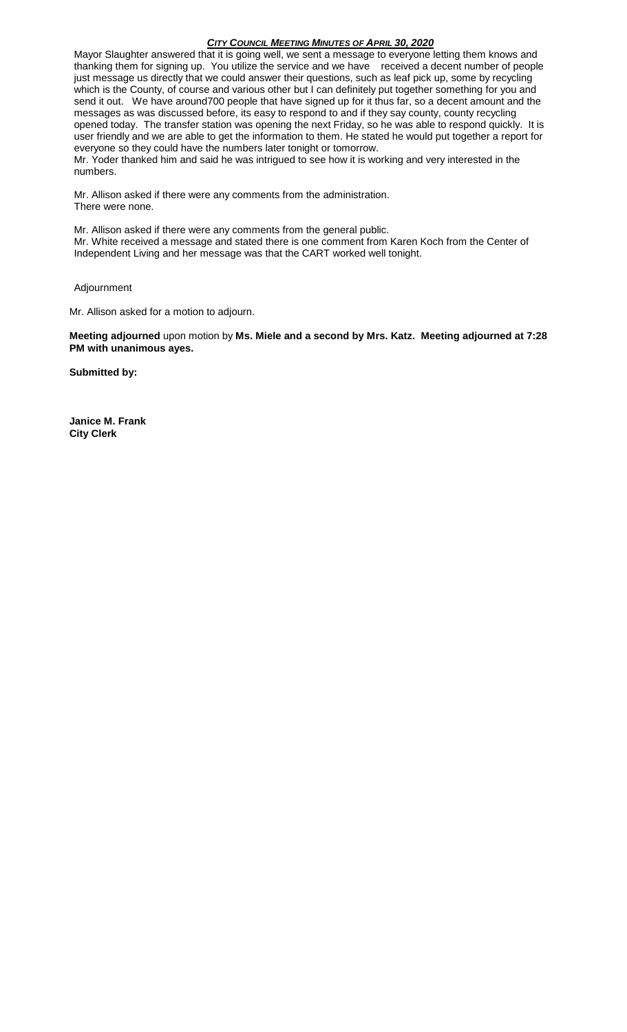Mayor Slaughter answered that it is going well, we sent a message to everyone letting them knows and thanking them for signing up. You utilize the service and we have received a decent number of people just message us directly that we could answer their questions, such as leaf pick up, some by recycling which is the County, of course and various other but I can definitely put together something for you and send it out. We have around700 people that have signed up for it thus far, so a decent amount and the messages as was discussed before, its easy to respond to and if they say county, county recycling opened today. The transfer station was opening the next Friday, so he was able to respond quickly. It is user friendly and we are able to get the information to them. He stated he would put together a report for everyone so they could have the numbers later tonight or tomorrow.
Mr. Yoder thanked him and said he was intrigued to see how it is working and very interested in the numbers.

Mr. Allison asked if there were any comments from the administration.
There were none.

Mr. Allison asked if there were any comments from the general public.
Mr. White received a message and stated there is one comment from Karen Koch from the Center of Independent Living and her message was that the CART worked well tonight.

Adjournment

Mr. Allison asked for a motion to adjourn.

**Meeting adjourned** upon motion by **Ms. Miele and a second by Mrs. Katz. Meeting adjourned at 7:28 PM with unanimous ayes.**

**Submitted by:**

**Janice M. Frank**
**City Clerk**